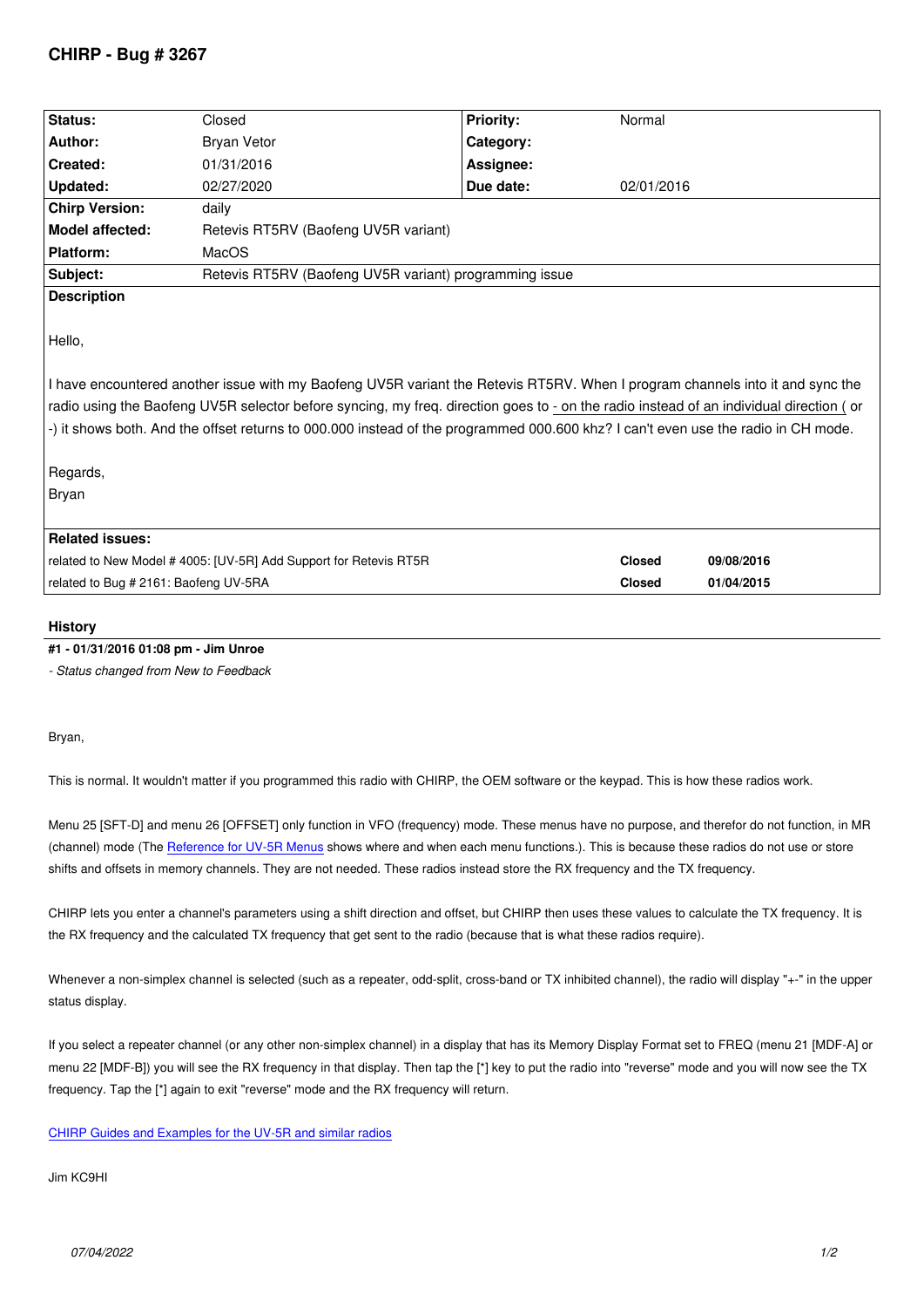# CHIRP - Bug # 3267

| Status: | Closed | Priority: | Normal |
|---|---|---|---|
| Author: | Bryan Vetor | Category: | |
| Created: | 01/31/2016 | Assignee: | |
| Updated: | 02/27/2020 | Due date: | 02/01/2016 |
| Chirp Version: | daily | | |
| Model affected: | Retevis RT5RV (Baofeng UV5R variant) | | |
| Platform: | MacOS | | |
| Subject: | Retevis RT5RV (Baofeng UV5R variant) programming issue | | |

**Description**

Hello,

I have encountered another issue with my Baofeng UV5R variant the Retevis RT5RV. When I program channels into it and sync the radio using the Baofeng UV5R selector before syncing, my freq. direction goes to - on the radio instead of an individual direction ( or -) it shows both. And the offset returns to 000.000 instead of the programmed 000.600 khz? I can't even use the radio in CH mode.

Regards,
Bryan

**Related issues:**

| | | |
|---|---|---|
| related to New Model # 4005: [UV-5R] Add Support for Retevis RT5R | Closed | 09/08/2016 |
| related to Bug # 2161: Baofeng UV-5RA | Closed | 01/04/2015 |

## History

**#1 - 01/31/2016 01:08 pm - Jim Unroe**

*- Status changed from New to Feedback*

Bryan,

This is normal. It wouldn't matter if you programmed this radio with CHIRP, the OEM software or the keypad. This is how these radios work.

Menu 25 [SFT-D] and menu 26 [OFFSET] only function in VFO (frequency) mode. These menus have no purpose, and therefor do not function, in MR (channel) mode (The Reference for UV-5R Menus shows where and when each menu functions.). This is because these radios do not use or store shifts and offsets in memory channels. They are not needed. These radios instead store the RX frequency and the TX frequency.

CHIRP lets you enter a channel's parameters using a shift direction and offset, but CHIRP then uses these values to calculate the TX frequency. It is the RX frequency and the calculated TX frequency that get sent to the radio (because that is what these radios require).

Whenever a non-simplex channel is selected (such as a repeater, odd-split, cross-band or TX inhibited channel), the radio will display "+-" in the upper status display.

If you select a repeater channel (or any other non-simplex channel) in a display that has its Memory Display Format set to FREQ (menu 21 [MDF-A] or menu 22 [MDF-B]) you will see the RX frequency in that display. Then tap the [*] key to put the radio into "reverse" mode and you will now see the TX frequency. Tap the [*] again to exit "reverse" mode and the RX frequency will return.

CHIRP Guides and Examples for the UV-5R and similar radios

Jim KC9HI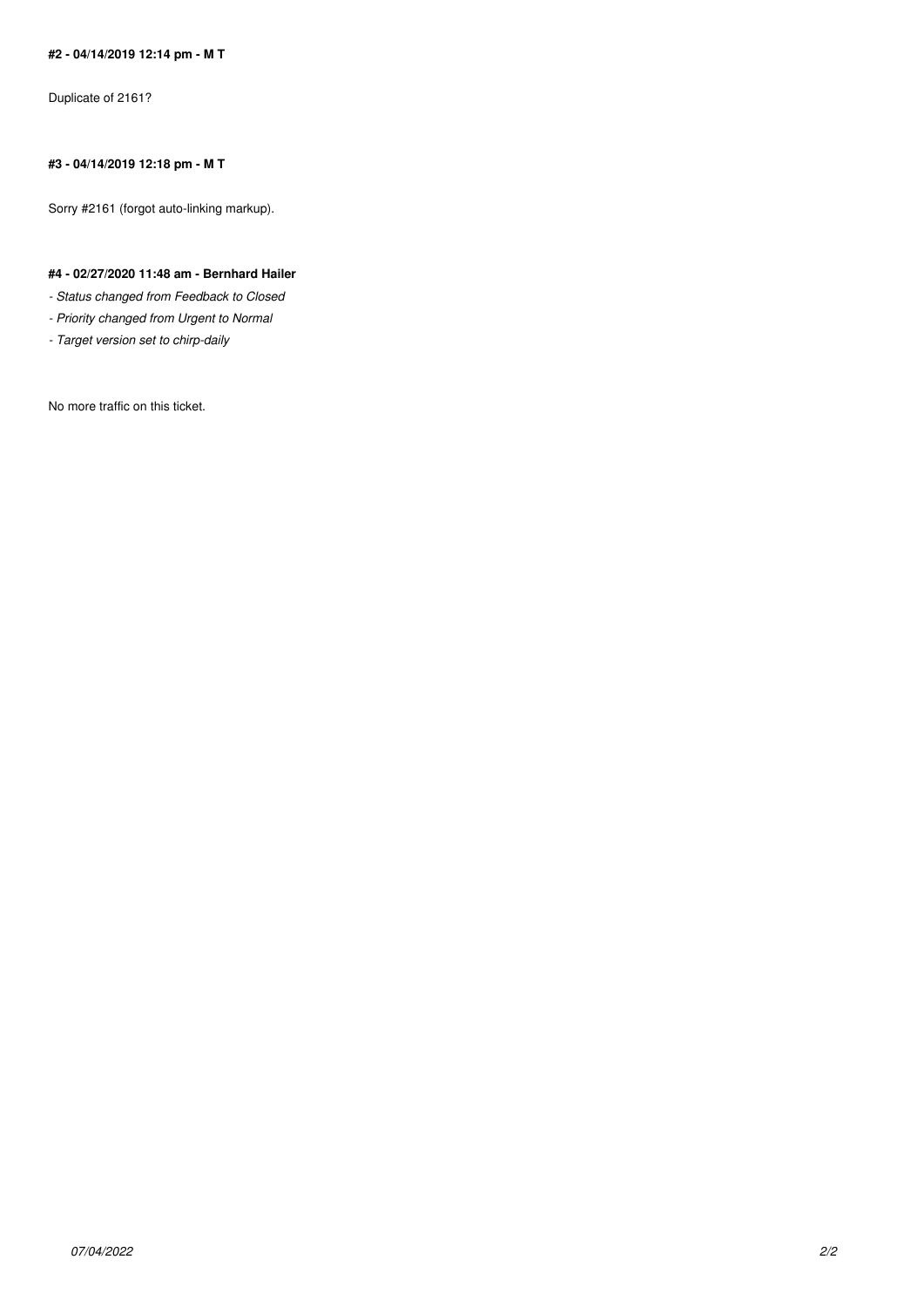**#2 - 04/14/2019 12:14 pm - M T**

Duplicate of 2161?

**#3 - 04/14/2019 12:18 pm - M T**

Sorry #2161 (forgot auto-linking markup).

**#4 - 02/27/2020 11:48 am - Bernhard Hailer**

- *Status changed from Feedback to Closed*
- *Priority changed from Urgent to Normal*
- *Target version set to chirp-daily*

No more traffic on this ticket.